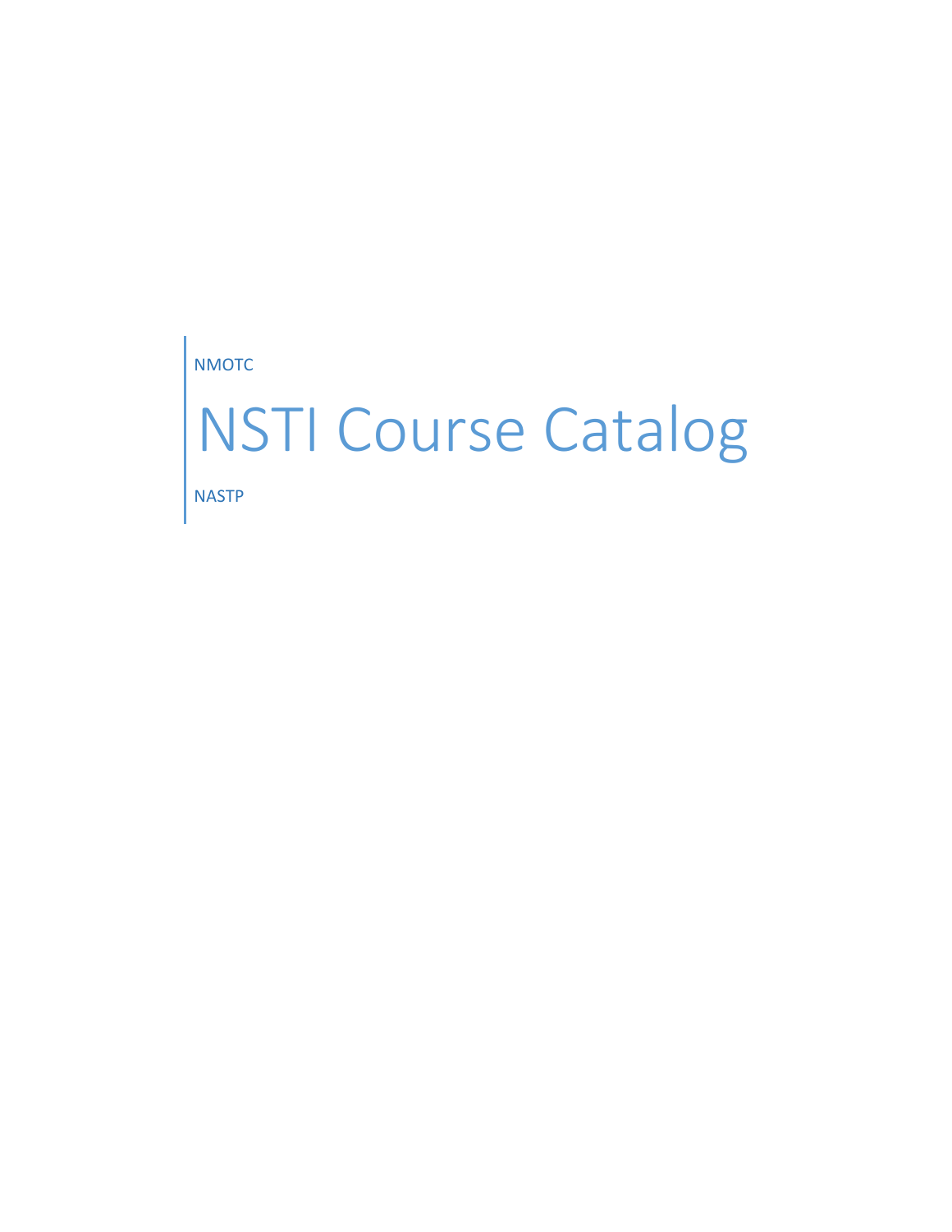NMOTC

# NSTI Course Catalog

NASTP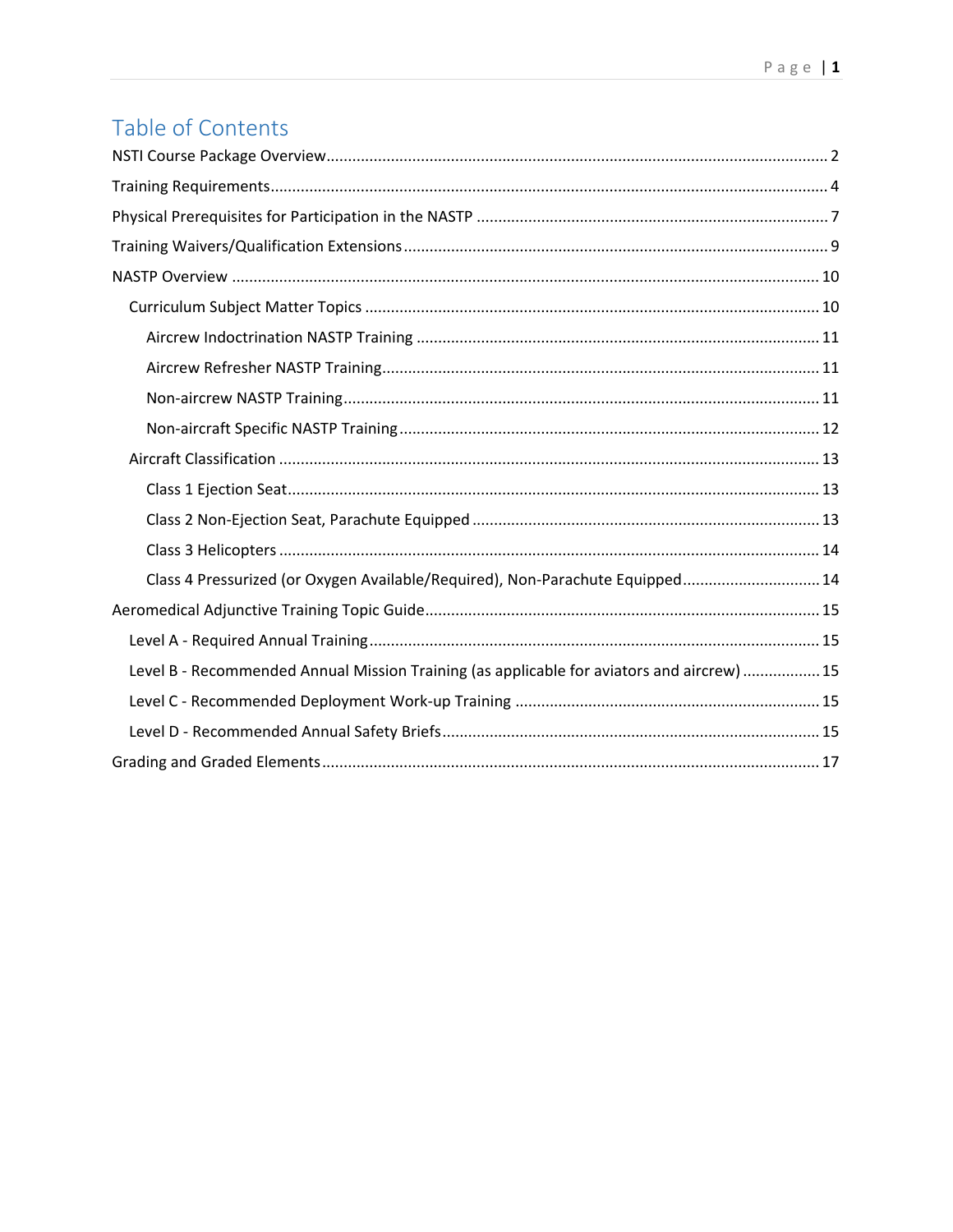# Table of Contents

NSTI Course Package Overview ..... 2

Training Requirements ..... 4

Physical Prerequisites for Participation in the NASTP ..... 7

Training Waivers/Qualification Extensions ..... 9

NASTP Overview ..... 10

- Curriculum Subject Matter Topics ..... 10
  - Aircrew Indoctrination NASTP Training ..... 11
  - Aircrew Refresher NASTP Training ..... 11
  - Non-aircrew NASTP Training ..... 11
  - Non-aircraft Specific NASTP Training ..... 12
- Aircraft Classification ..... 13
  - Class 1 Ejection Seat ..... 13
  - Class 2 Non-Ejection Seat, Parachute Equipped ..... 13
  - Class 3 Helicopters ..... 14
  - Class 4 Pressurized (or Oxygen Available/Required), Non-Parachute Equipped ..... 14

Aeromedical Adjunctive Training Topic Guide ..... 15

- Level A - Required Annual Training ..... 15
- Level B - Recommended Annual Mission Training (as applicable for aviators and aircrew) ..... 15
- Level C - Recommended Deployment Work-up Training ..... 15
- Level D - Recommended Annual Safety Briefs ..... 15

Grading and Graded Elements ..... 17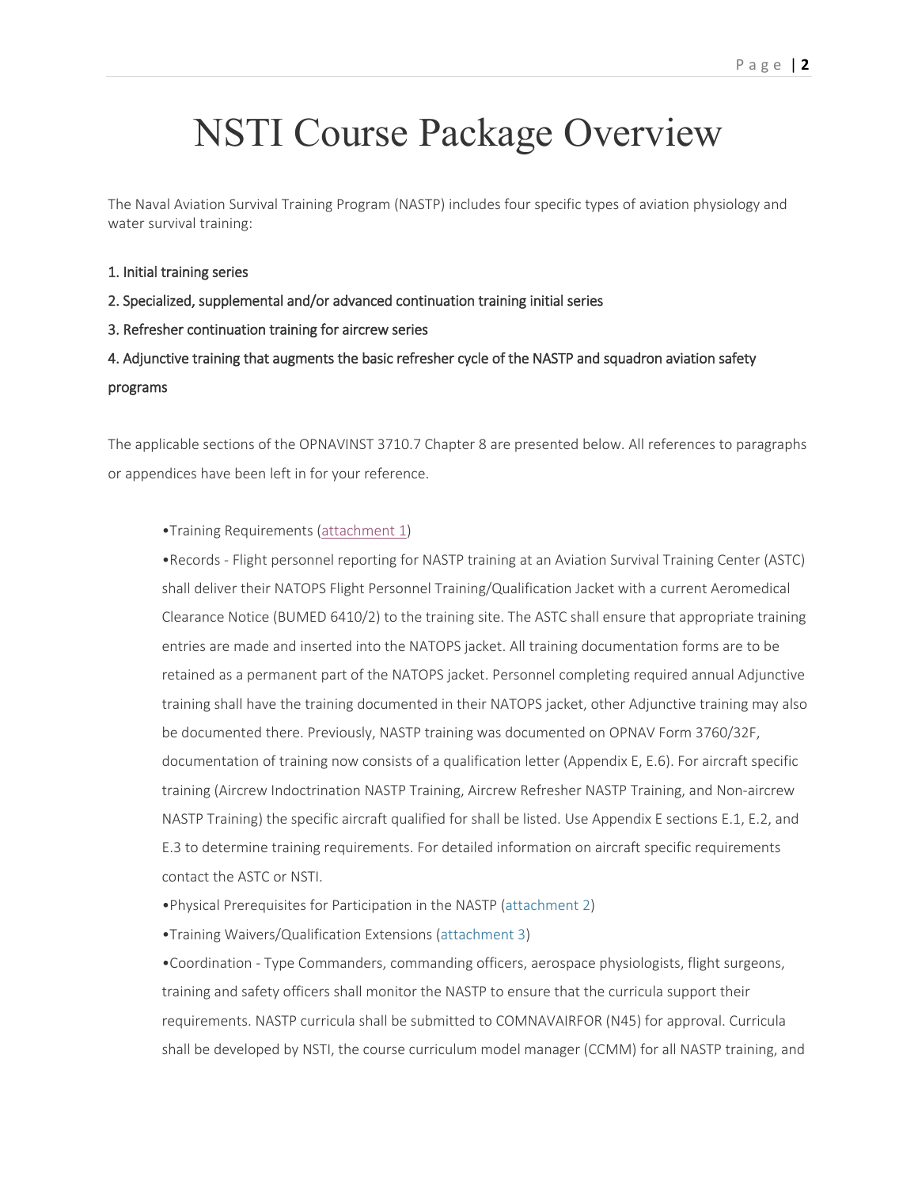# NSTI Course Package Overview

The Naval Aviation Survival Training Program (NASTP) includes four specific types of aviation physiology and water survival training:

1. Initial training series
2. Specialized, supplemental and/or advanced continuation training initial series
3. Refresher continuation training for aircrew series
4. Adjunctive training that augments the basic refresher cycle of the NASTP and squadron aviation safety programs

The applicable sections of the OPNAVINST 3710.7 Chapter 8 are presented below. All references to paragraphs or appendices have been left in for your reference.

- Training Requirements (attachment 1)
- Records - Flight personnel reporting for NASTP training at an Aviation Survival Training Center (ASTC) shall deliver their NATOPS Flight Personnel Training/Qualification Jacket with a current Aeromedical Clearance Notice (BUMED 6410/2) to the training site. The ASTC shall ensure that appropriate training entries are made and inserted into the NATOPS jacket. All training documentation forms are to be retained as a permanent part of the NATOPS jacket. Personnel completing required annual Adjunctive training shall have the training documented in their NATOPS jacket, other Adjunctive training may also be documented there. Previously, NASTP training was documented on OPNAV Form 3760/32F, documentation of training now consists of a qualification letter (Appendix E, E.6). For aircraft specific training (Aircrew Indoctrination NASTP Training, Aircrew Refresher NASTP Training, and Non-aircrew NASTP Training) the specific aircraft qualified for shall be listed. Use Appendix E sections E.1, E.2, and E.3 to determine training requirements. For detailed information on aircraft specific requirements contact the ASTC or NSTI.
- Physical Prerequisites for Participation in the NASTP (attachment 2)
- Training Waivers/Qualification Extensions (attachment 3)
- Coordination - Type Commanders, commanding officers, aerospace physiologists, flight surgeons, training and safety officers shall monitor the NASTP to ensure that the curricula support their requirements. NASTP curricula shall be submitted to COMNAVAIRFOR (N45) for approval. Curricula shall be developed by NSTI, the course curriculum model manager (CCMM) for all NASTP training, and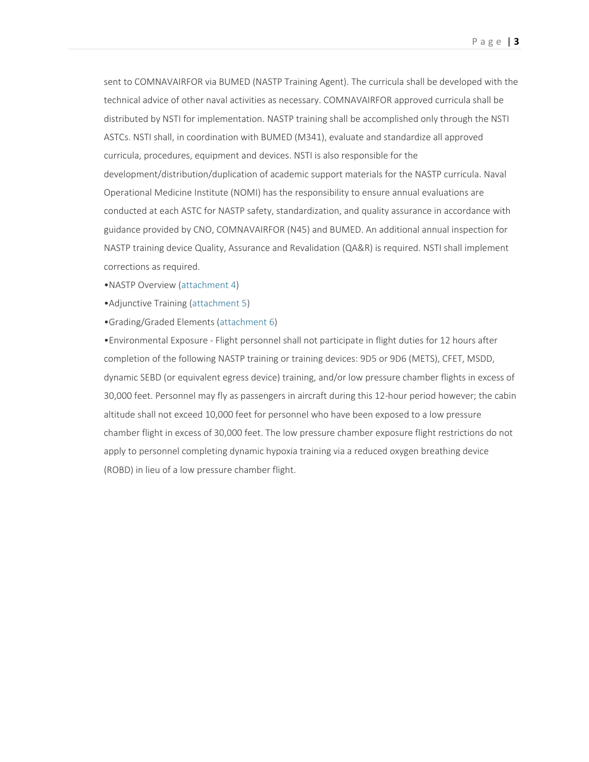sent to COMNAVAIRFOR via BUMED (NASTP Training Agent). The curricula shall be developed with the technical advice of other naval activities as necessary. COMNAVAIRFOR approved curricula shall be distributed by NSTI for implementation. NASTP training shall be accomplished only through the NSTI ASTCs. NSTI shall, in coordination with BUMED (M341), evaluate and standardize all approved curricula, procedures, equipment and devices. NSTI is also responsible for the development/distribution/duplication of academic support materials for the NASTP curricula. Naval Operational Medicine Institute (NOMI) has the responsibility to ensure annual evaluations are conducted at each ASTC for NASTP safety, standardization, and quality assurance in accordance with guidance provided by CNO, COMNAVAIRFOR (N45) and BUMED. An additional annual inspection for NASTP training device Quality, Assurance and Revalidation (QA&R) is required. NSTI shall implement corrections as required.

•NASTP Overview (attachment 4)

•Adjunctive Training (attachment 5)

•Grading/Graded Elements (attachment 6)

•Environmental Exposure - Flight personnel shall not participate in flight duties for 12 hours after completion of the following NASTP training or training devices: 9D5 or 9D6 (METS), CFET, MSDD, dynamic SEBD (or equivalent egress device) training, and/or low pressure chamber flights in excess of 30,000 feet. Personnel may fly as passengers in aircraft during this 12-hour period however; the cabin altitude shall not exceed 10,000 feet for personnel who have been exposed to a low pressure chamber flight in excess of 30,000 feet. The low pressure chamber exposure flight restrictions do not apply to personnel completing dynamic hypoxia training via a reduced oxygen breathing device (ROBD) in lieu of a low pressure chamber flight.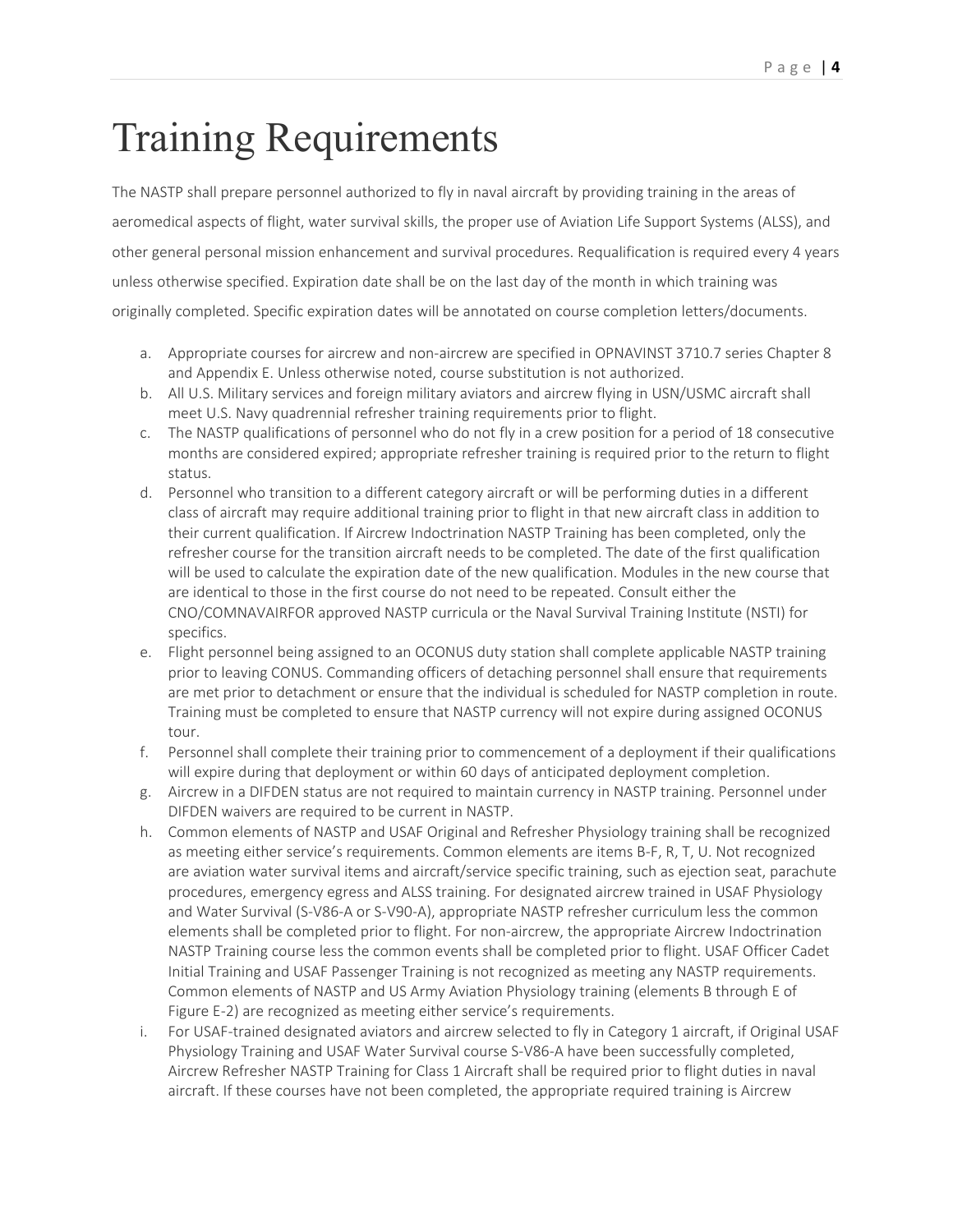# Training Requirements

The NASTP shall prepare personnel authorized to fly in naval aircraft by providing training in the areas of aeromedical aspects of flight, water survival skills, the proper use of Aviation Life Support Systems (ALSS), and other general personal mission enhancement and survival procedures. Requalification is required every 4 years unless otherwise specified. Expiration date shall be on the last day of the month in which training was originally completed. Specific expiration dates will be annotated on course completion letters/documents.

a. Appropriate courses for aircrew and non-aircrew are specified in OPNAVINST 3710.7 series Chapter 8 and Appendix E. Unless otherwise noted, course substitution is not authorized.
b. All U.S. Military services and foreign military aviators and aircrew flying in USN/USMC aircraft shall meet U.S. Navy quadrennial refresher training requirements prior to flight.
c. The NASTP qualifications of personnel who do not fly in a crew position for a period of 18 consecutive months are considered expired; appropriate refresher training is required prior to the return to flight status.
d. Personnel who transition to a different category aircraft or will be performing duties in a different class of aircraft may require additional training prior to flight in that new aircraft class in addition to their current qualification. If Aircrew Indoctrination NASTP Training has been completed, only the refresher course for the transition aircraft needs to be completed. The date of the first qualification will be used to calculate the expiration date of the new qualification. Modules in the new course that are identical to those in the first course do not need to be repeated. Consult either the CNO/COMNAVAIRFOR approved NASTP curricula or the Naval Survival Training Institute (NSTI) for specifics.
e. Flight personnel being assigned to an OCONUS duty station shall complete applicable NASTP training prior to leaving CONUS. Commanding officers of detaching personnel shall ensure that requirements are met prior to detachment or ensure that the individual is scheduled for NASTP completion in route. Training must be completed to ensure that NASTP currency will not expire during assigned OCONUS tour.
f. Personnel shall complete their training prior to commencement of a deployment if their qualifications will expire during that deployment or within 60 days of anticipated deployment completion.
g. Aircrew in a DIFDEN status are not required to maintain currency in NASTP training. Personnel under DIFDEN waivers are required to be current in NASTP.
h. Common elements of NASTP and USAF Original and Refresher Physiology training shall be recognized as meeting either service's requirements. Common elements are items B-F, R, T, U. Not recognized are aviation water survival items and aircraft/service specific training, such as ejection seat, parachute procedures, emergency egress and ALSS training. For designated aircrew trained in USAF Physiology and Water Survival (S-V86-A or S-V90-A), appropriate NASTP refresher curriculum less the common elements shall be completed prior to flight. For non-aircrew, the appropriate Aircrew Indoctrination NASTP Training course less the common events shall be completed prior to flight. USAF Officer Cadet Initial Training and USAF Passenger Training is not recognized as meeting any NASTP requirements. Common elements of NASTP and US Army Aviation Physiology training (elements B through E of Figure E-2) are recognized as meeting either service's requirements.
i. For USAF-trained designated aviators and aircrew selected to fly in Category 1 aircraft, if Original USAF Physiology Training and USAF Water Survival course S-V86-A have been successfully completed, Aircrew Refresher NASTP Training for Class 1 Aircraft shall be required prior to flight duties in naval aircraft. If these courses have not been completed, the appropriate required training is Aircrew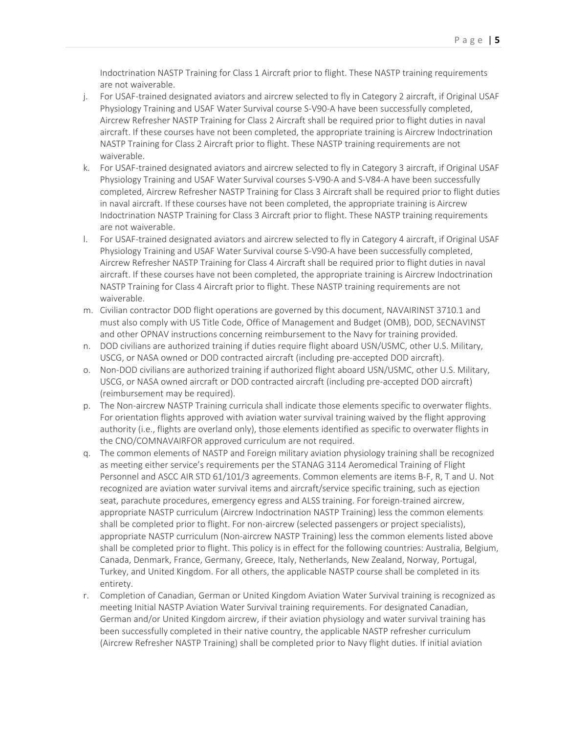Indoctrination NASTP Training for Class 1 Aircraft prior to flight. These NASTP training requirements are not waiverable.

j. For USAF-trained designated aviators and aircrew selected to fly in Category 2 aircraft, if Original USAF Physiology Training and USAF Water Survival course S-V90-A have been successfully completed, Aircrew Refresher NASTP Training for Class 2 Aircraft shall be required prior to flight duties in naval aircraft. If these courses have not been completed, the appropriate training is Aircrew Indoctrination NASTP Training for Class 2 Aircraft prior to flight. These NASTP training requirements are not waiverable.

k. For USAF-trained designated aviators and aircrew selected to fly in Category 3 aircraft, if Original USAF Physiology Training and USAF Water Survival courses S-V90-A and S-V84-A have been successfully completed, Aircrew Refresher NASTP Training for Class 3 Aircraft shall be required prior to flight duties in naval aircraft. If these courses have not been completed, the appropriate training is Aircrew Indoctrination NASTP Training for Class 3 Aircraft prior to flight. These NASTP training requirements are not waiverable.

l. For USAF-trained designated aviators and aircrew selected to fly in Category 4 aircraft, if Original USAF Physiology Training and USAF Water Survival course S-V90-A have been successfully completed, Aircrew Refresher NASTP Training for Class 4 Aircraft shall be required prior to flight duties in naval aircraft. If these courses have not been completed, the appropriate training is Aircrew Indoctrination NASTP Training for Class 4 Aircraft prior to flight. These NASTP training requirements are not waiverable.

m. Civilian contractor DOD flight operations are governed by this document, NAVAIRINST 3710.1 and must also comply with US Title Code, Office of Management and Budget (OMB), DOD, SECNAVINST and other OPNAV instructions concerning reimbursement to the Navy for training provided.

n. DOD civilians are authorized training if duties require flight aboard USN/USMC, other U.S. Military, USCG, or NASA owned or DOD contracted aircraft (including pre-accepted DOD aircraft).

o. Non-DOD civilians are authorized training if authorized flight aboard USN/USMC, other U.S. Military, USCG, or NASA owned aircraft or DOD contracted aircraft (including pre-accepted DOD aircraft) (reimbursement may be required).

p. The Non-aircrew NASTP Training curricula shall indicate those elements specific to overwater flights. For orientation flights approved with aviation water survival training waived by the flight approving authority (i.e., flights are overland only), those elements identified as specific to overwater flights in the CNO/COMNAVAIRFOR approved curriculum are not required.

q. The common elements of NASTP and Foreign military aviation physiology training shall be recognized as meeting either service's requirements per the STANAG 3114 Aeromedical Training of Flight Personnel and ASCC AIR STD 61/101/3 agreements. Common elements are items B-F, R, T and U. Not recognized are aviation water survival items and aircraft/service specific training, such as ejection seat, parachute procedures, emergency egress and ALSS training. For foreign-trained aircrew, appropriate NASTP curriculum (Aircrew Indoctrination NASTP Training) less the common elements shall be completed prior to flight. For non-aircrew (selected passengers or project specialists), appropriate NASTP curriculum (Non-aircrew NASTP Training) less the common elements listed above shall be completed prior to flight. This policy is in effect for the following countries: Australia, Belgium, Canada, Denmark, France, Germany, Greece, Italy, Netherlands, New Zealand, Norway, Portugal, Turkey, and United Kingdom. For all others, the applicable NASTP course shall be completed in its entirety.

r. Completion of Canadian, German or United Kingdom Aviation Water Survival training is recognized as meeting Initial NASTP Aviation Water Survival training requirements. For designated Canadian, German and/or United Kingdom aircrew, if their aviation physiology and water survival training has been successfully completed in their native country, the applicable NASTP refresher curriculum (Aircrew Refresher NASTP Training) shall be completed prior to Navy flight duties. If initial aviation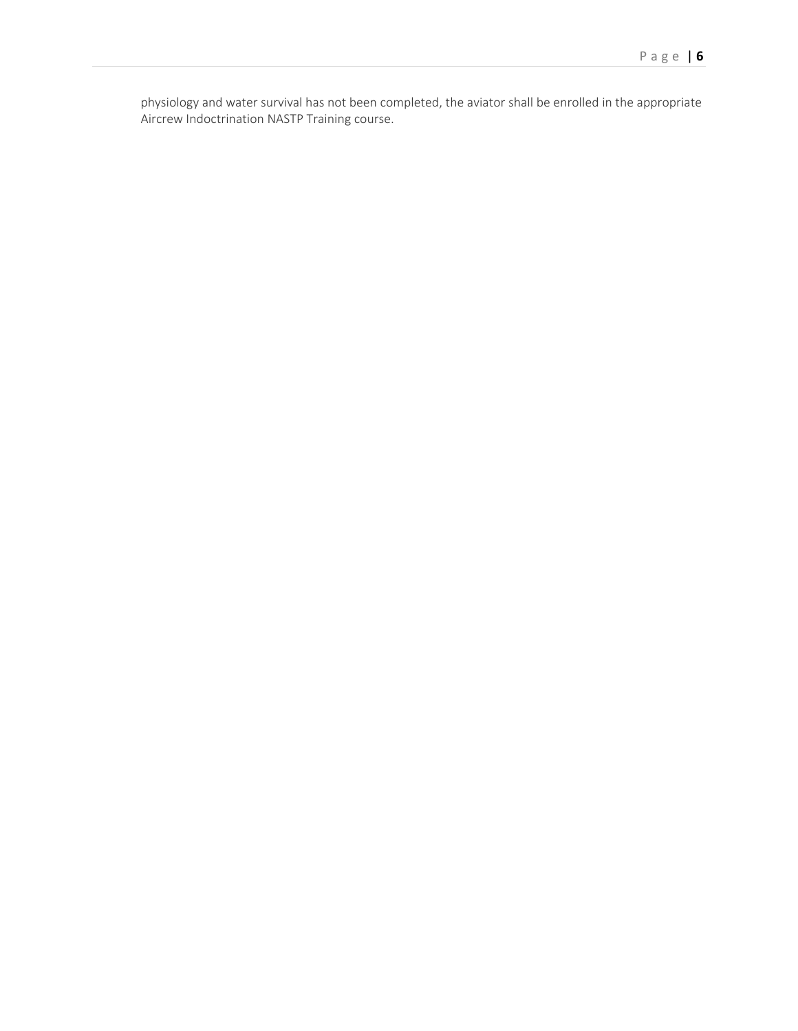physiology and water survival has not been completed, the aviator shall be enrolled in the appropriate Aircrew Indoctrination NASTP Training course.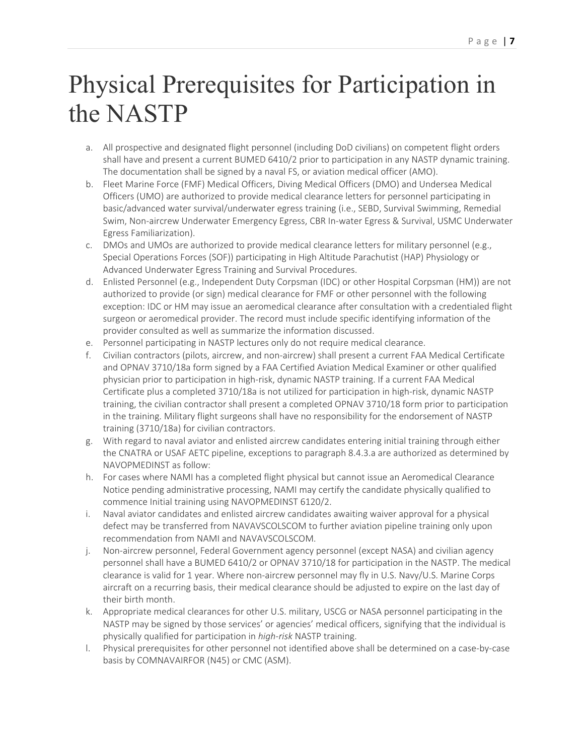# Physical Prerequisites for Participation in the NASTP

a. All prospective and designated flight personnel (including DoD civilians) on competent flight orders shall have and present a current BUMED 6410/2 prior to participation in any NASTP dynamic training. The documentation shall be signed by a naval FS, or aviation medical officer (AMO).

b. Fleet Marine Force (FMF) Medical Officers, Diving Medical Officers (DMO) and Undersea Medical Officers (UMO) are authorized to provide medical clearance letters for personnel participating in basic/advanced water survival/underwater egress training (i.e., SEBD, Survival Swimming, Remedial Swim, Non-aircrew Underwater Emergency Egress, CBR In-water Egress & Survival, USMC Underwater Egress Familiarization).

c. DMOs and UMOs are authorized to provide medical clearance letters for military personnel (e.g., Special Operations Forces (SOF)) participating in High Altitude Parachutist (HAP) Physiology or Advanced Underwater Egress Training and Survival Procedures.

d. Enlisted Personnel (e.g., Independent Duty Corpsman (IDC) or other Hospital Corpsman (HM)) are not authorized to provide (or sign) medical clearance for FMF or other personnel with the following exception: IDC or HM may issue an aeromedical clearance after consultation with a credentialed flight surgeon or aeromedical provider. The record must include specific identifying information of the provider consulted as well as summarize the information discussed.

e. Personnel participating in NASTP lectures only do not require medical clearance.

f. Civilian contractors (pilots, aircrew, and non-aircrew) shall present a current FAA Medical Certificate and OPNAV 3710/18a form signed by a FAA Certified Aviation Medical Examiner or other qualified physician prior to participation in high-risk, dynamic NASTP training. If a current FAA Medical Certificate plus a completed 3710/18a is not utilized for participation in high-risk, dynamic NASTP training, the civilian contractor shall present a completed OPNAV 3710/18 form prior to participation in the training. Military flight surgeons shall have no responsibility for the endorsement of NASTP training (3710/18a) for civilian contractors.

g. With regard to naval aviator and enlisted aircrew candidates entering initial training through either the CNATRA or USAF AETC pipeline, exceptions to paragraph 8.4.3.a are authorized as determined by NAVOPMEDINST as follow:

h. For cases where NAMI has a completed flight physical but cannot issue an Aeromedical Clearance Notice pending administrative processing, NAMI may certify the candidate physically qualified to commence Initial training using NAVOPMEDINST 6120/2.

i. Naval aviator candidates and enlisted aircrew candidates awaiting waiver approval for a physical defect may be transferred from NAVAVSCOLSCOM to further aviation pipeline training only upon recommendation from NAMI and NAVAVSCOLSCOM.

j. Non-aircrew personnel, Federal Government agency personnel (except NASA) and civilian agency personnel shall have a BUMED 6410/2 or OPNAV 3710/18 for participation in the NASTP. The medical clearance is valid for 1 year. Where non-aircrew personnel may fly in U.S. Navy/U.S. Marine Corps aircraft on a recurring basis, their medical clearance should be adjusted to expire on the last day of their birth month.

k. Appropriate medical clearances for other U.S. military, USCG or NASA personnel participating in the NASTP may be signed by those services' or agencies' medical officers, signifying that the individual is physically qualified for participation in *high-risk* NASTP training.

l. Physical prerequisites for other personnel not identified above shall be determined on a case-by-case basis by COMNAVAIRFOR (N45) or CMC (ASM).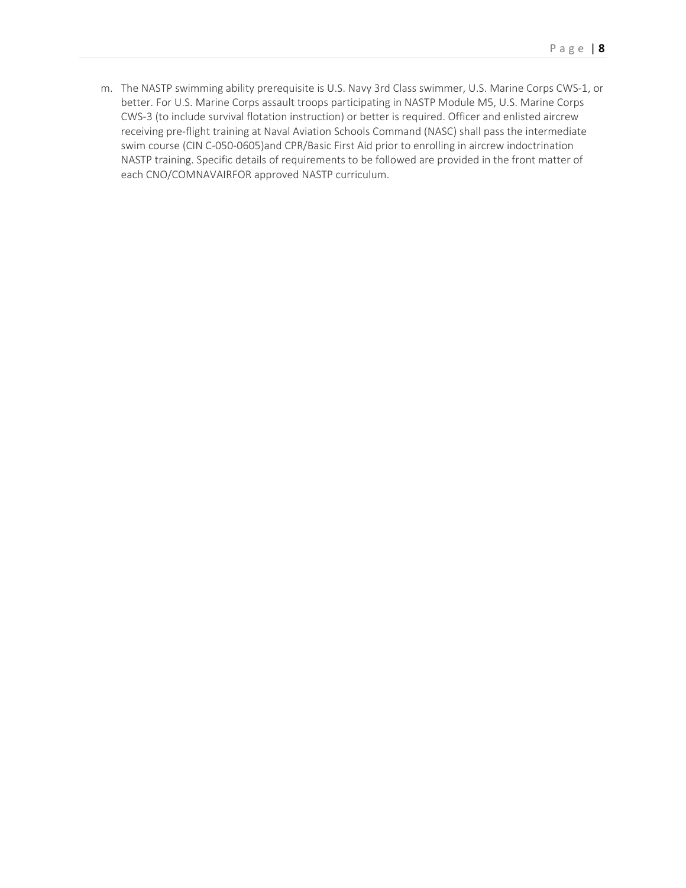m. The NASTP swimming ability prerequisite is U.S. Navy 3rd Class swimmer, U.S. Marine Corps CWS-1, or better. For U.S. Marine Corps assault troops participating in NASTP Module M5, U.S. Marine Corps CWS-3 (to include survival flotation instruction) or better is required. Officer and enlisted aircrew receiving pre-flight training at Naval Aviation Schools Command (NASC) shall pass the intermediate swim course (CIN C-050-0605)and CPR/Basic First Aid prior to enrolling in aircrew indoctrination NASTP training. Specific details of requirements to be followed are provided in the front matter of each CNO/COMNAVAIRFOR approved NASTP curriculum.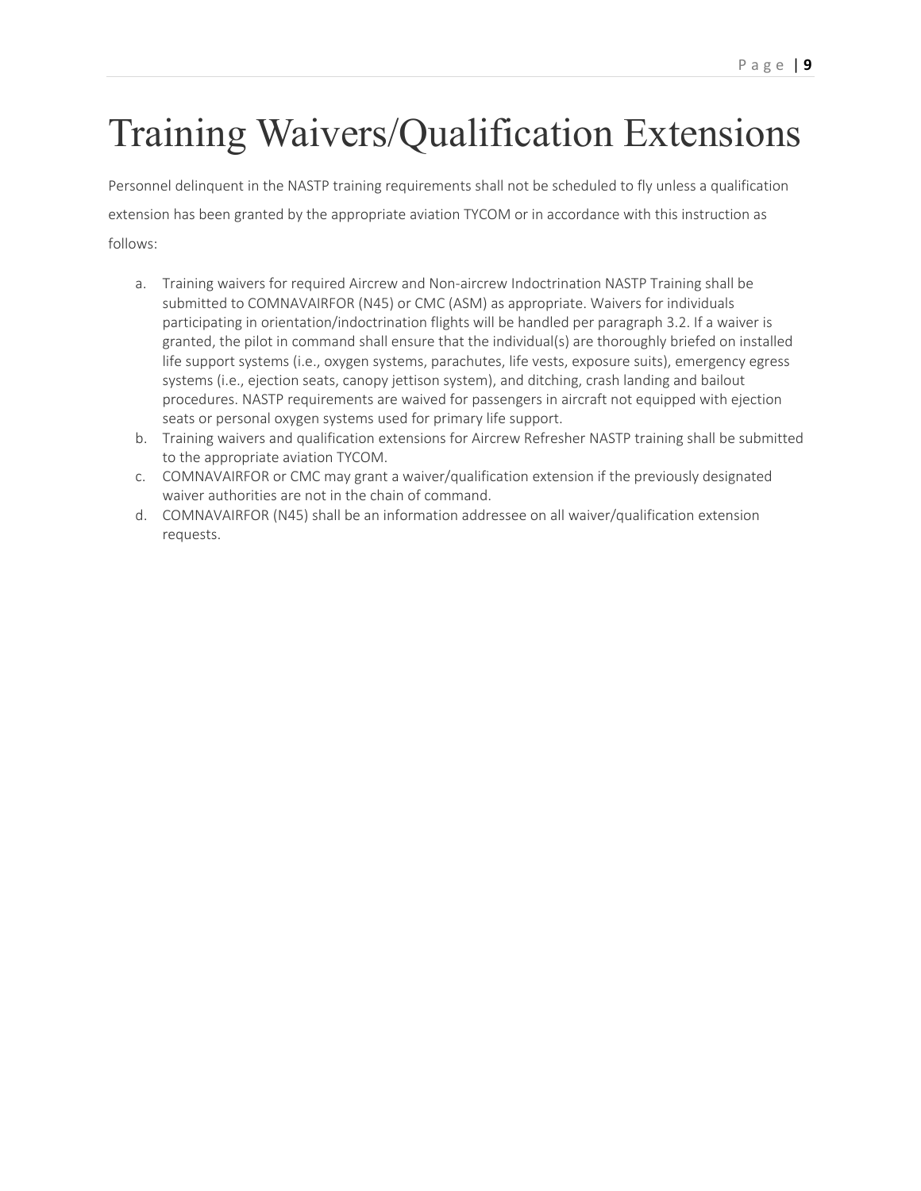# Training Waivers/Qualification Extensions

Personnel delinquent in the NASTP training requirements shall not be scheduled to fly unless a qualification extension has been granted by the appropriate aviation TYCOM or in accordance with this instruction as follows:

a. Training waivers for required Aircrew and Non-aircrew Indoctrination NASTP Training shall be submitted to COMNAVAIRFOR (N45) or CMC (ASM) as appropriate. Waivers for individuals participating in orientation/indoctrination flights will be handled per paragraph 3.2. If a waiver is granted, the pilot in command shall ensure that the individual(s) are thoroughly briefed on installed life support systems (i.e., oxygen systems, parachutes, life vests, exposure suits), emergency egress systems (i.e., ejection seats, canopy jettison system), and ditching, crash landing and bailout procedures. NASTP requirements are waived for passengers in aircraft not equipped with ejection seats or personal oxygen systems used for primary life support.

b. Training waivers and qualification extensions for Aircrew Refresher NASTP training shall be submitted to the appropriate aviation TYCOM.

c. COMNAVAIRFOR or CMC may grant a waiver/qualification extension if the previously designated waiver authorities are not in the chain of command.

d. COMNAVAIRFOR (N45) shall be an information addressee on all waiver/qualification extension requests.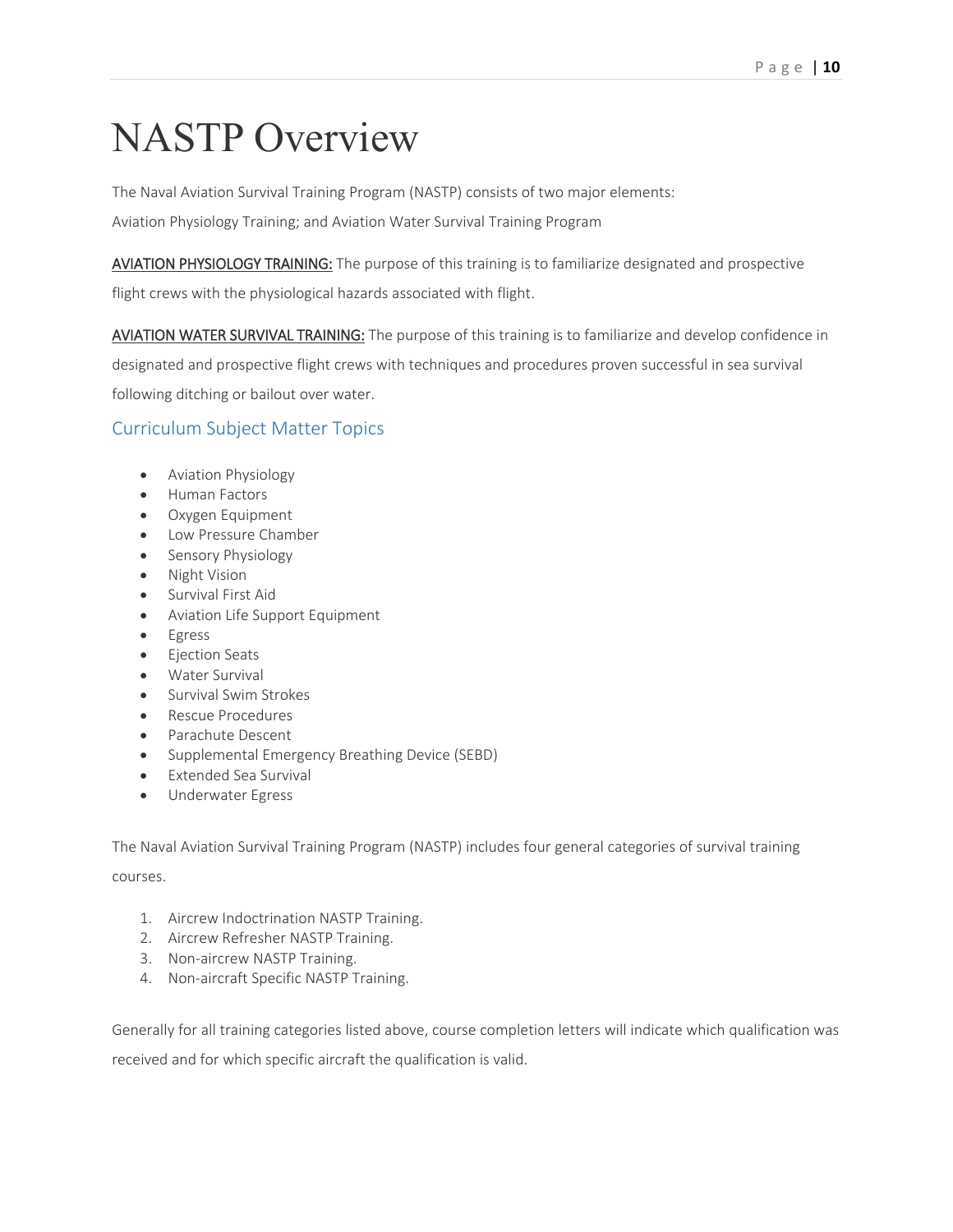# NASTP Overview

The Naval Aviation Survival Training Program (NASTP) consists of two major elements:

Aviation Physiology Training; and Aviation Water Survival Training Program

**AVIATION PHYSIOLOGY TRAINING:** The purpose of this training is to familiarize designated and prospective flight crews with the physiological hazards associated with flight.

**AVIATION WATER SURVIVAL TRAINING:** The purpose of this training is to familiarize and develop confidence in designated and prospective flight crews with techniques and procedures proven successful in sea survival following ditching or bailout over water.

## Curriculum Subject Matter Topics

- Aviation Physiology
- Human Factors
- Oxygen Equipment
- Low Pressure Chamber
- Sensory Physiology
- Night Vision
- Survival First Aid
- Aviation Life Support Equipment
- Egress
- Ejection Seats
- Water Survival
- Survival Swim Strokes
- Rescue Procedures
- Parachute Descent
- Supplemental Emergency Breathing Device (SEBD)
- Extended Sea Survival
- Underwater Egress

The Naval Aviation Survival Training Program (NASTP) includes four general categories of survival training courses.

1. Aircrew Indoctrination NASTP Training.
2. Aircrew Refresher NASTP Training.
3. Non-aircrew NASTP Training.
4. Non-aircraft Specific NASTP Training.

Generally for all training categories listed above, course completion letters will indicate which qualification was received and for which specific aircraft the qualification is valid.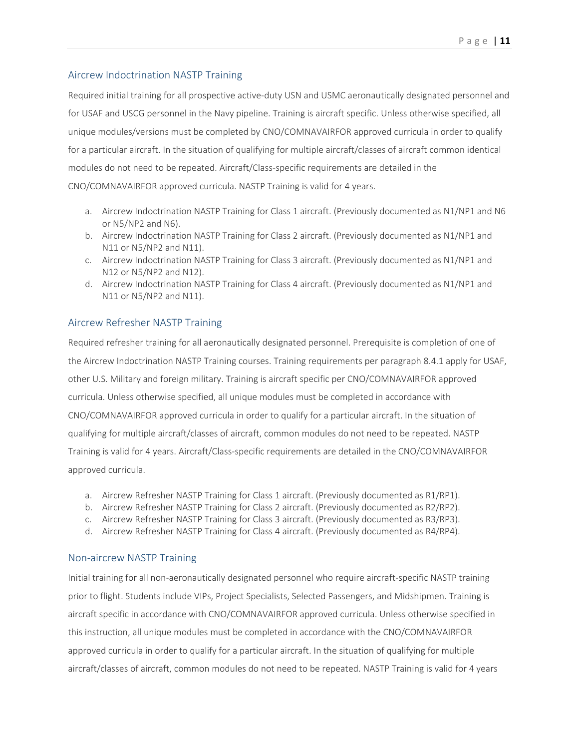## Aircrew Indoctrination NASTP Training

Required initial training for all prospective active-duty USN and USMC aeronautically designated personnel and for USAF and USCG personnel in the Navy pipeline. Training is aircraft specific. Unless otherwise specified, all unique modules/versions must be completed by CNO/COMNAVAIRFOR approved curricula in order to qualify for a particular aircraft. In the situation of qualifying for multiple aircraft/classes of aircraft common identical modules do not need to be repeated. Aircraft/Class-specific requirements are detailed in the CNO/COMNAVAIRFOR approved curricula. NASTP Training is valid for 4 years.

a. Aircrew Indoctrination NASTP Training for Class 1 aircraft. (Previously documented as N1/NP1 and N6 or N5/NP2 and N6).
b. Aircrew Indoctrination NASTP Training for Class 2 aircraft. (Previously documented as N1/NP1 and N11 or N5/NP2 and N11).
c. Aircrew Indoctrination NASTP Training for Class 3 aircraft. (Previously documented as N1/NP1 and N12 or N5/NP2 and N12).
d. Aircrew Indoctrination NASTP Training for Class 4 aircraft. (Previously documented as N1/NP1 and N11 or N5/NP2 and N11).

## Aircrew Refresher NASTP Training

Required refresher training for all aeronautically designated personnel. Prerequisite is completion of one of the Aircrew Indoctrination NASTP Training courses. Training requirements per paragraph 8.4.1 apply for USAF, other U.S. Military and foreign military. Training is aircraft specific per CNO/COMNAVAIRFOR approved curricula. Unless otherwise specified, all unique modules must be completed in accordance with CNO/COMNAVAIRFOR approved curricula in order to qualify for a particular aircraft. In the situation of qualifying for multiple aircraft/classes of aircraft, common modules do not need to be repeated. NASTP Training is valid for 4 years. Aircraft/Class-specific requirements are detailed in the CNO/COMNAVAIRFOR approved curricula.

a. Aircrew Refresher NASTP Training for Class 1 aircraft. (Previously documented as R1/RP1).
b. Aircrew Refresher NASTP Training for Class 2 aircraft. (Previously documented as R2/RP2).
c. Aircrew Refresher NASTP Training for Class 3 aircraft. (Previously documented as R3/RP3).
d. Aircrew Refresher NASTP Training for Class 4 aircraft. (Previously documented as R4/RP4).

## Non-aircrew NASTP Training

Initial training for all non-aeronautically designated personnel who require aircraft-specific NASTP training prior to flight. Students include VIPs, Project Specialists, Selected Passengers, and Midshipmen. Training is aircraft specific in accordance with CNO/COMNAVAIRFOR approved curricula. Unless otherwise specified in this instruction, all unique modules must be completed in accordance with the CNO/COMNAVAIRFOR approved curricula in order to qualify for a particular aircraft. In the situation of qualifying for multiple aircraft/classes of aircraft, common modules do not need to be repeated. NASTP Training is valid for 4 years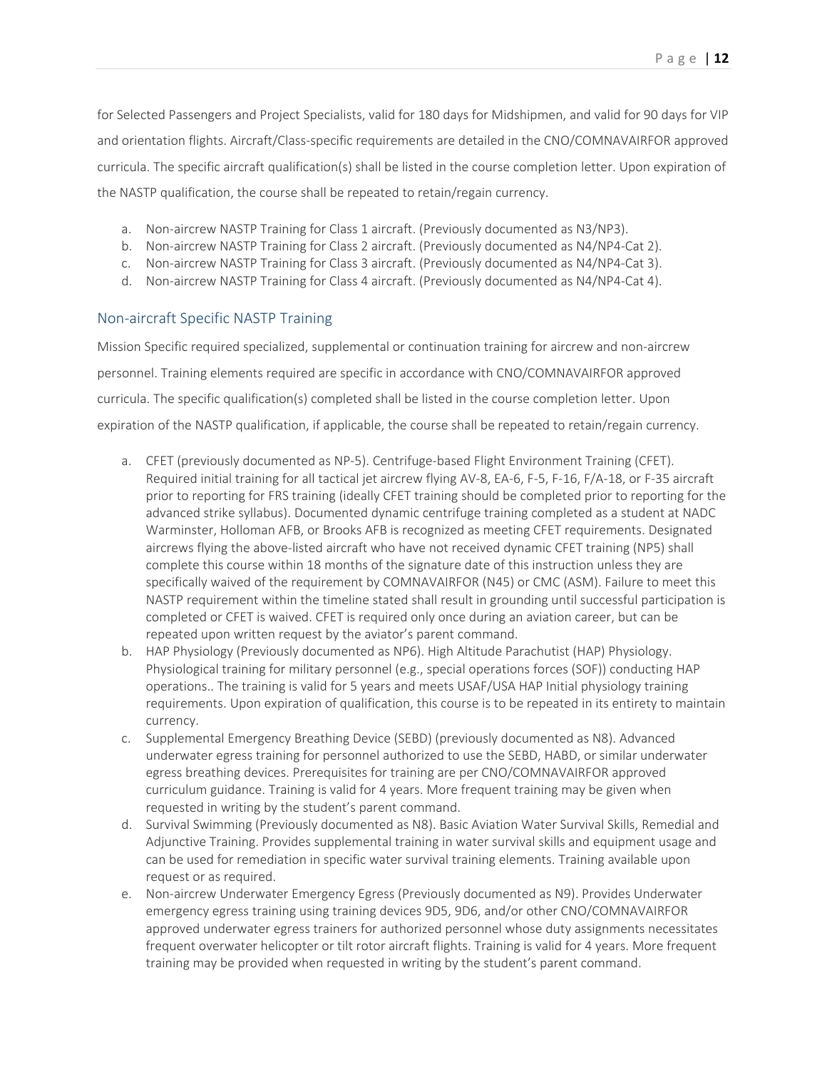for Selected Passengers and Project Specialists, valid for 180 days for Midshipmen, and valid for 90 days for VIP and orientation flights. Aircraft/Class-specific requirements are detailed in the CNO/COMNAVAIRFOR approved curricula. The specific aircraft qualification(s) shall be listed in the course completion letter. Upon expiration of the NASTP qualification, the course shall be repeated to retain/regain currency.

a. Non-aircrew NASTP Training for Class 1 aircraft. (Previously documented as N3/NP3).
b. Non-aircrew NASTP Training for Class 2 aircraft. (Previously documented as N4/NP4-Cat 2).
c. Non-aircrew NASTP Training for Class 3 aircraft. (Previously documented as N4/NP4-Cat 3).
d. Non-aircrew NASTP Training for Class 4 aircraft. (Previously documented as N4/NP4-Cat 4).

## Non-aircraft Specific NASTP Training

Mission Specific required specialized, supplemental or continuation training for aircrew and non-aircrew personnel. Training elements required are specific in accordance with CNO/COMNAVAIRFOR approved curricula. The specific qualification(s) completed shall be listed in the course completion letter. Upon expiration of the NASTP qualification, if applicable, the course shall be repeated to retain/regain currency.

a. CFET (previously documented as NP-5). Centrifuge-based Flight Environment Training (CFET). Required initial training for all tactical jet aircrew flying AV-8, EA-6, F-5, F-16, F/A-18, or F-35 aircraft prior to reporting for FRS training (ideally CFET training should be completed prior to reporting for the advanced strike syllabus). Documented dynamic centrifuge training completed as a student at NADC Warminster, Holloman AFB, or Brooks AFB is recognized as meeting CFET requirements. Designated aircrews flying the above-listed aircraft who have not received dynamic CFET training (NP5) shall complete this course within 18 months of the signature date of this instruction unless they are specifically waived of the requirement by COMNAVAIRFOR (N45) or CMC (ASM). Failure to meet this NASTP requirement within the timeline stated shall result in grounding until successful participation is completed or CFET is waived. CFET is required only once during an aviation career, but can be repeated upon written request by the aviator's parent command.
b. HAP Physiology (Previously documented as NP6). High Altitude Parachutist (HAP) Physiology. Physiological training for military personnel (e.g., special operations forces (SOF)) conducting HAP operations.. The training is valid for 5 years and meets USAF/USA HAP Initial physiology training requirements. Upon expiration of qualification, this course is to be repeated in its entirety to maintain currency.
c. Supplemental Emergency Breathing Device (SEBD) (previously documented as N8). Advanced underwater egress training for personnel authorized to use the SEBD, HABD, or similar underwater egress breathing devices. Prerequisites for training are per CNO/COMNAVAIRFOR approved curriculum guidance. Training is valid for 4 years. More frequent training may be given when requested in writing by the student's parent command.
d. Survival Swimming (Previously documented as N8). Basic Aviation Water Survival Skills, Remedial and Adjunctive Training. Provides supplemental training in water survival skills and equipment usage and can be used for remediation in specific water survival training elements. Training available upon request or as required.
e. Non-aircrew Underwater Emergency Egress (Previously documented as N9). Provides Underwater emergency egress training using training devices 9D5, 9D6, and/or other CNO/COMNAVAIRFOR approved underwater egress trainers for authorized personnel whose duty assignments necessitates frequent overwater helicopter or tilt rotor aircraft flights. Training is valid for 4 years. More frequent training may be provided when requested in writing by the student's parent command.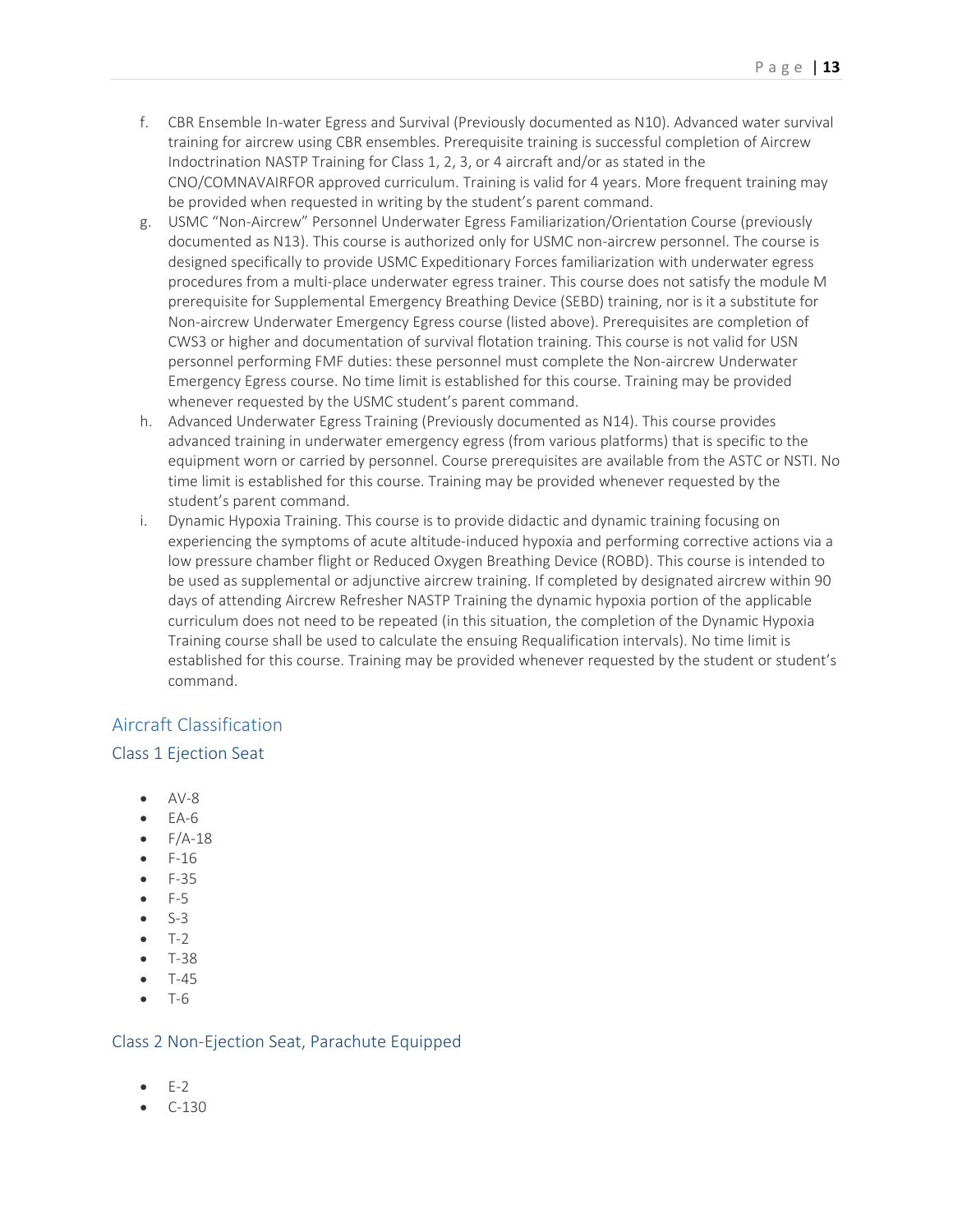f. CBR Ensemble In-water Egress and Survival (Previously documented as N10). Advanced water survival training for aircrew using CBR ensembles. Prerequisite training is successful completion of Aircrew Indoctrination NASTP Training for Class 1, 2, 3, or 4 aircraft and/or as stated in the CNO/COMNAVAIRFOR approved curriculum. Training is valid for 4 years. More frequent training may be provided when requested in writing by the student's parent command.

g. USMC "Non-Aircrew" Personnel Underwater Egress Familiarization/Orientation Course (previously documented as N13). This course is authorized only for USMC non-aircrew personnel. The course is designed specifically to provide USMC Expeditionary Forces familiarization with underwater egress procedures from a multi-place underwater egress trainer. This course does not satisfy the module M prerequisite for Supplemental Emergency Breathing Device (SEBD) training, nor is it a substitute for Non-aircrew Underwater Emergency Egress course (listed above). Prerequisites are completion of CWS3 or higher and documentation of survival flotation training. This course is not valid for USN personnel performing FMF duties: these personnel must complete the Non-aircrew Underwater Emergency Egress course. No time limit is established for this course. Training may be provided whenever requested by the USMC student's parent command.

h. Advanced Underwater Egress Training (Previously documented as N14). This course provides advanced training in underwater emergency egress (from various platforms) that is specific to the equipment worn or carried by personnel. Course prerequisites are available from the ASTC or NSTI. No time limit is established for this course. Training may be provided whenever requested by the student's parent command.

i. Dynamic Hypoxia Training. This course is to provide didactic and dynamic training focusing on experiencing the symptoms of acute altitude-induced hypoxia and performing corrective actions via a low pressure chamber flight or Reduced Oxygen Breathing Device (ROBD). This course is intended to be used as supplemental or adjunctive aircrew training. If completed by designated aircrew within 90 days of attending Aircrew Refresher NASTP Training the dynamic hypoxia portion of the applicable curriculum does not need to be repeated (in this situation, the completion of the Dynamic Hypoxia Training course shall be used to calculate the ensuing Requalification intervals). No time limit is established for this course. Training may be provided whenever requested by the student or student's command.

## Aircraft Classification

### Class 1 Ejection Seat

- AV-8
- EA-6
- F/A-18
- F-16
- F-35
- F-5
- S-3
- T-2
- T-38
- T-45
- T-6

### Class 2 Non-Ejection Seat, Parachute Equipped

- E-2
- C-130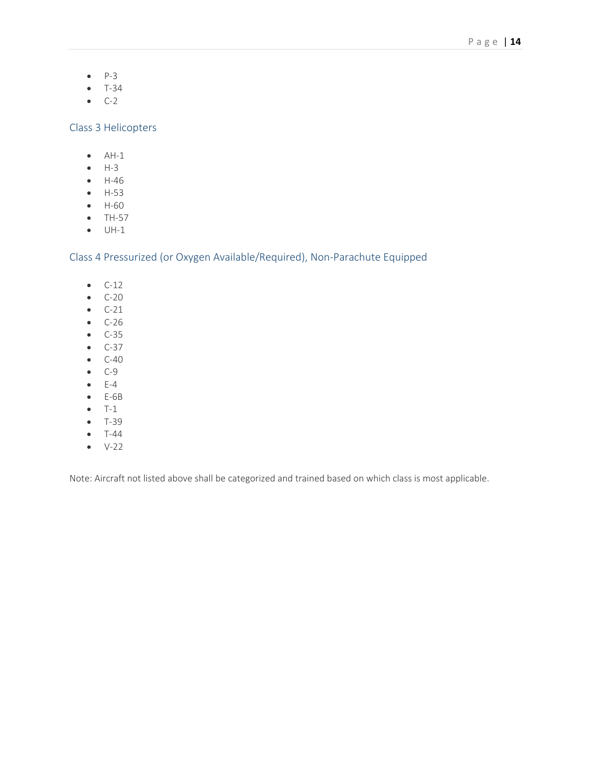- P-3
- T-34
- C-2

### Class 3 Helicopters

- AH-1
- H-3
- H-46
- H-53
- H-60
- TH-57
- UH-1

### Class 4 Pressurized (or Oxygen Available/Required), Non-Parachute Equipped

- C-12
- C-20
- C-21
- C-26
- C-35
- C-37
- C-40
- C-9
- E-4
- E-6B
- T-1
- T-39
- T-44
- V-22

Note: Aircraft not listed above shall be categorized and trained based on which class is most applicable.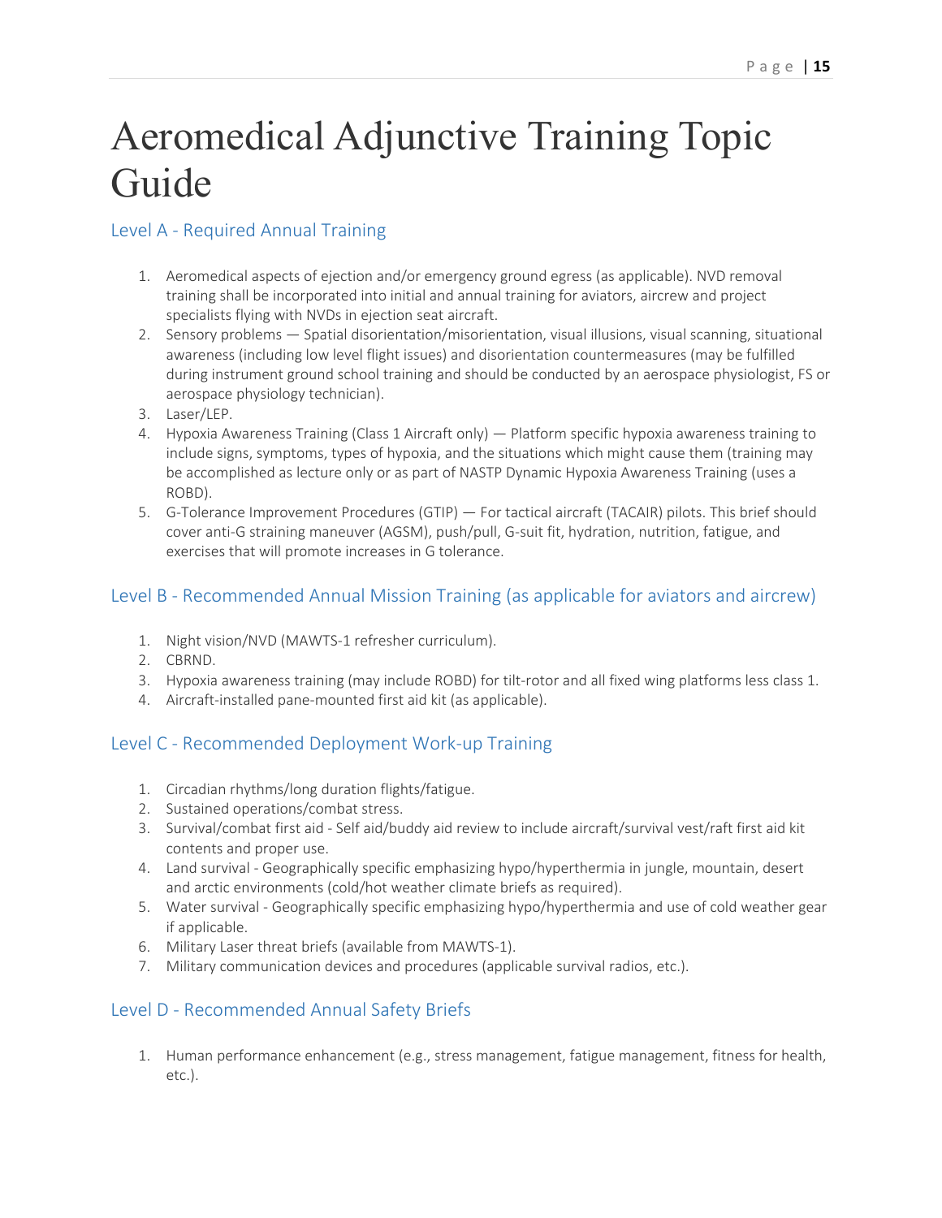# Aeromedical Adjunctive Training Topic Guide

## Level A - Required Annual Training

1. Aeromedical aspects of ejection and/or emergency ground egress (as applicable). NVD removal training shall be incorporated into initial and annual training for aviators, aircrew and project specialists flying with NVDs in ejection seat aircraft.
2. Sensory problems — Spatial disorientation/misorientation, visual illusions, visual scanning, situational awareness (including low level flight issues) and disorientation countermeasures (may be fulfilled during instrument ground school training and should be conducted by an aerospace physiologist, FS or aerospace physiology technician).
3. Laser/LEP.
4. Hypoxia Awareness Training (Class 1 Aircraft only) — Platform specific hypoxia awareness training to include signs, symptoms, types of hypoxia, and the situations which might cause them (training may be accomplished as lecture only or as part of NASTP Dynamic Hypoxia Awareness Training (uses a ROBD).
5. G-Tolerance Improvement Procedures (GTIP) — For tactical aircraft (TACAIR) pilots. This brief should cover anti-G straining maneuver (AGSM), push/pull, G-suit fit, hydration, nutrition, fatigue, and exercises that will promote increases in G tolerance.

## Level B - Recommended Annual Mission Training (as applicable for aviators and aircrew)

1. Night vision/NVD (MAWTS-1 refresher curriculum).
2. CBRND.
3. Hypoxia awareness training (may include ROBD) for tilt-rotor and all fixed wing platforms less class 1.
4. Aircraft-installed pane-mounted first aid kit (as applicable).

## Level C - Recommended Deployment Work-up Training

1. Circadian rhythms/long duration flights/fatigue.
2. Sustained operations/combat stress.
3. Survival/combat first aid - Self aid/buddy aid review to include aircraft/survival vest/raft first aid kit contents and proper use.
4. Land survival - Geographically specific emphasizing hypo/hyperthermia in jungle, mountain, desert and arctic environments (cold/hot weather climate briefs as required).
5. Water survival - Geographically specific emphasizing hypo/hyperthermia and use of cold weather gear if applicable.
6. Military Laser threat briefs (available from MAWTS-1).
7. Military communication devices and procedures (applicable survival radios, etc.).

## Level D - Recommended Annual Safety Briefs

1. Human performance enhancement (e.g., stress management, fatigue management, fitness for health, etc.).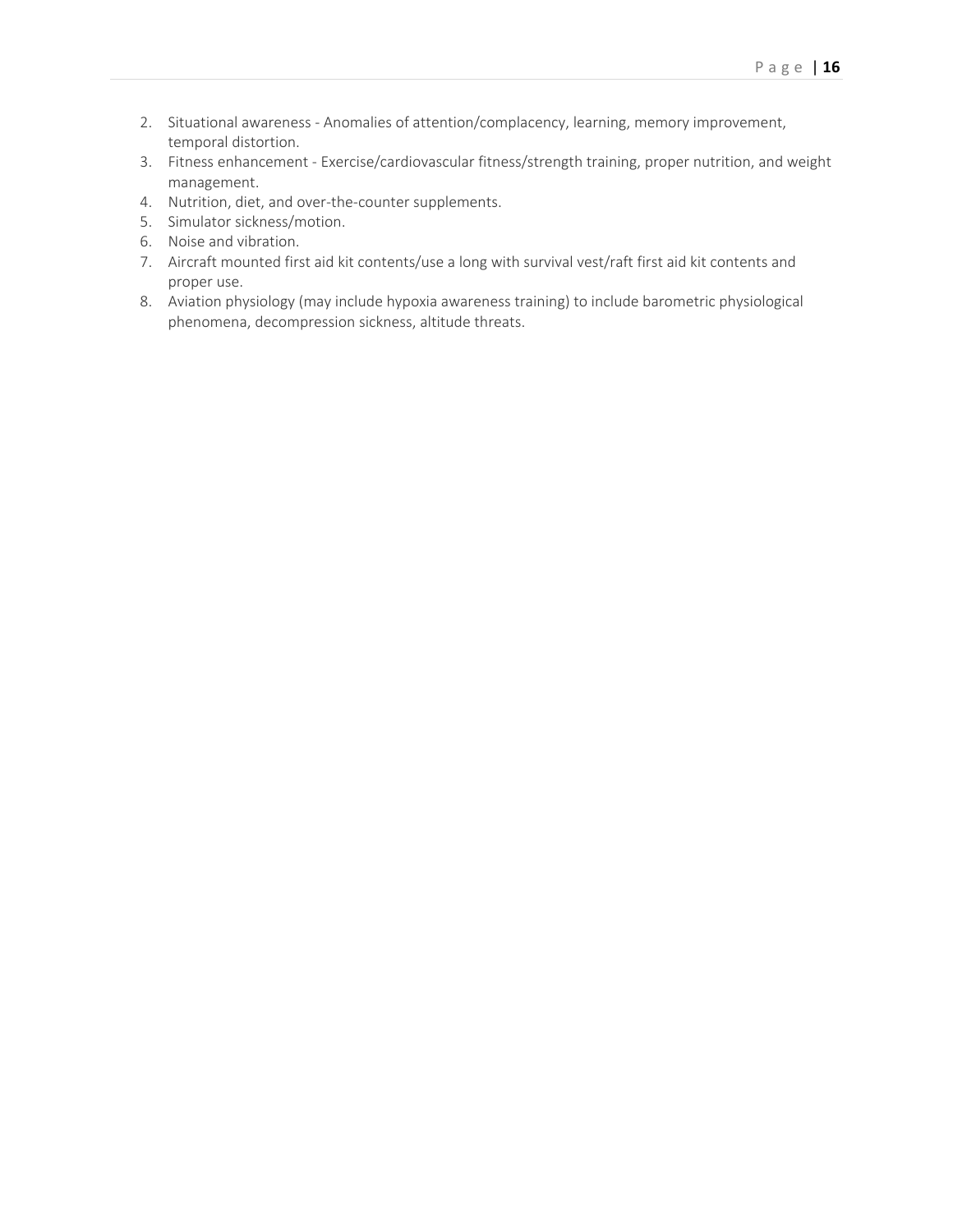2. Situational awareness - Anomalies of attention/complacency, learning, memory improvement, temporal distortion.
3. Fitness enhancement - Exercise/cardiovascular fitness/strength training, proper nutrition, and weight management.
4. Nutrition, diet, and over-the-counter supplements.
5. Simulator sickness/motion.
6. Noise and vibration.
7. Aircraft mounted first aid kit contents/use a long with survival vest/raft first aid kit contents and proper use.
8. Aviation physiology (may include hypoxia awareness training) to include barometric physiological phenomena, decompression sickness, altitude threats.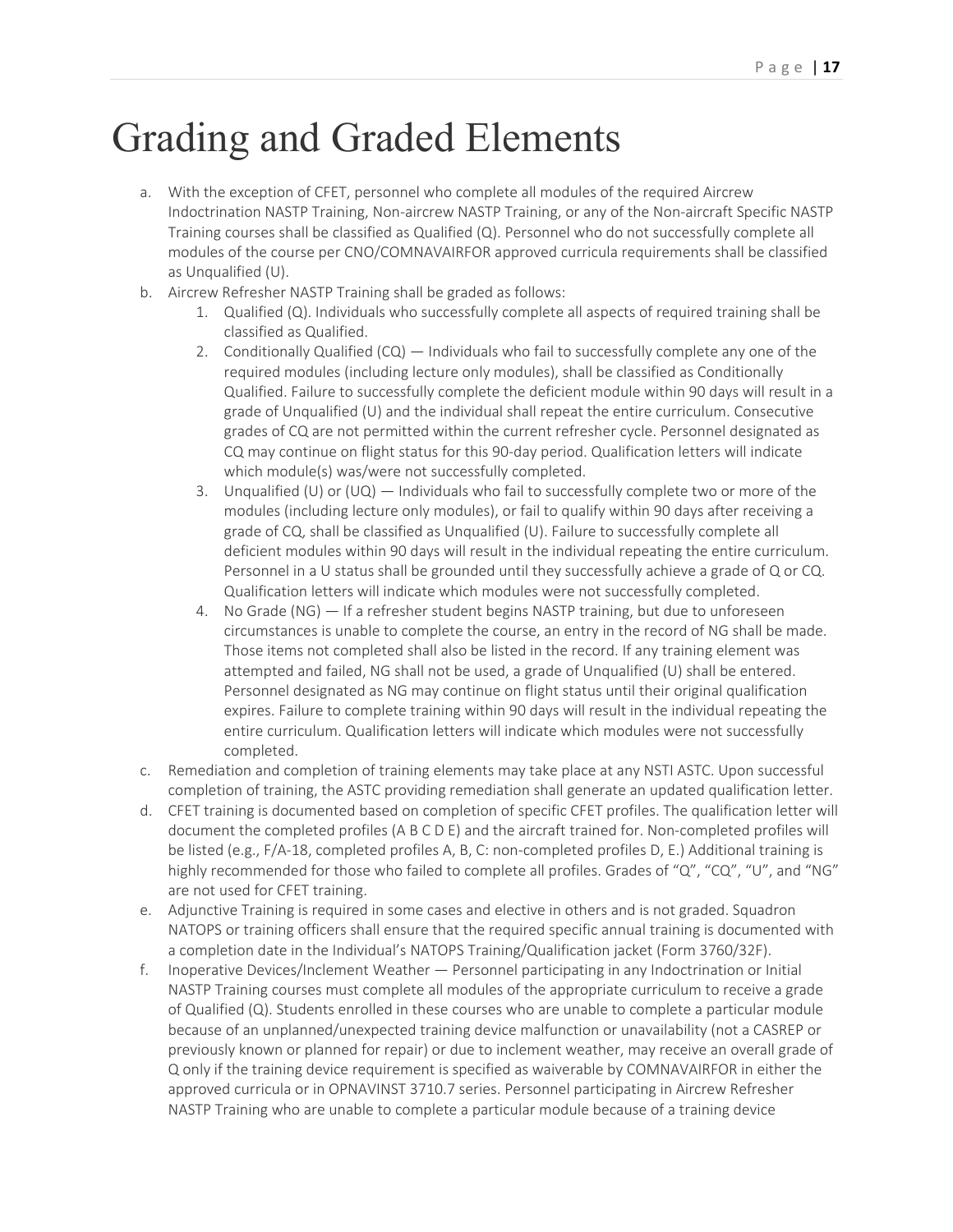# Grading and Graded Elements

a. With the exception of CFET, personnel who complete all modules of the required Aircrew Indoctrination NASTP Training, Non-aircrew NASTP Training, or any of the Non-aircraft Specific NASTP Training courses shall be classified as Qualified (Q). Personnel who do not successfully complete all modules of the course per CNO/COMNAVAIRFOR approved curricula requirements shall be classified as Unqualified (U).

b. Aircrew Refresher NASTP Training shall be graded as follows:
   1. Qualified (Q). Individuals who successfully complete all aspects of required training shall be classified as Qualified.
   2. Conditionally Qualified (CQ) — Individuals who fail to successfully complete any one of the required modules (including lecture only modules), shall be classified as Conditionally Qualified. Failure to successfully complete the deficient module within 90 days will result in a grade of Unqualified (U) and the individual shall repeat the entire curriculum. Consecutive grades of CQ are not permitted within the current refresher cycle. Personnel designated as CQ may continue on flight status for this 90-day period. Qualification letters will indicate which module(s) was/were not successfully completed.
   3. Unqualified (U) or (UQ) — Individuals who fail to successfully complete two or more of the modules (including lecture only modules), or fail to qualify within 90 days after receiving a grade of CQ, shall be classified as Unqualified (U). Failure to successfully complete all deficient modules within 90 days will result in the individual repeating the entire curriculum. Personnel in a U status shall be grounded until they successfully achieve a grade of Q or CQ. Qualification letters will indicate which modules were not successfully completed.
   4. No Grade (NG) — If a refresher student begins NASTP training, but due to unforeseen circumstances is unable to complete the course, an entry in the record of NG shall be made. Those items not completed shall also be listed in the record. If any training element was attempted and failed, NG shall not be used, a grade of Unqualified (U) shall be entered. Personnel designated as NG may continue on flight status until their original qualification expires. Failure to complete training within 90 days will result in the individual repeating the entire curriculum. Qualification letters will indicate which modules were not successfully completed.

c. Remediation and completion of training elements may take place at any NSTI ASTC. Upon successful completion of training, the ASTC providing remediation shall generate an updated qualification letter.

d. CFET training is documented based on completion of specific CFET profiles. The qualification letter will document the completed profiles (A B C D E) and the aircraft trained for. Non-completed profiles will be listed (e.g., F/A-18, completed profiles A, B, C: non-completed profiles D, E.) Additional training is highly recommended for those who failed to complete all profiles. Grades of "Q", "CQ", "U", and "NG" are not used for CFET training.

e. Adjunctive Training is required in some cases and elective in others and is not graded. Squadron NATOPS or training officers shall ensure that the required specific annual training is documented with a completion date in the Individual's NATOPS Training/Qualification jacket (Form 3760/32F).

f. Inoperative Devices/Inclement Weather — Personnel participating in any Indoctrination or Initial NASTP Training courses must complete all modules of the appropriate curriculum to receive a grade of Qualified (Q). Students enrolled in these courses who are unable to complete a particular module because of an unplanned/unexpected training device malfunction or unavailability (not a CASREP or previously known or planned for repair) or due to inclement weather, may receive an overall grade of Q only if the training device requirement is specified as waiverable by COMNAVAIRFOR in either the approved curricula or in OPNAVINST 3710.7 series. Personnel participating in Aircrew Refresher NASTP Training who are unable to complete a particular module because of a training device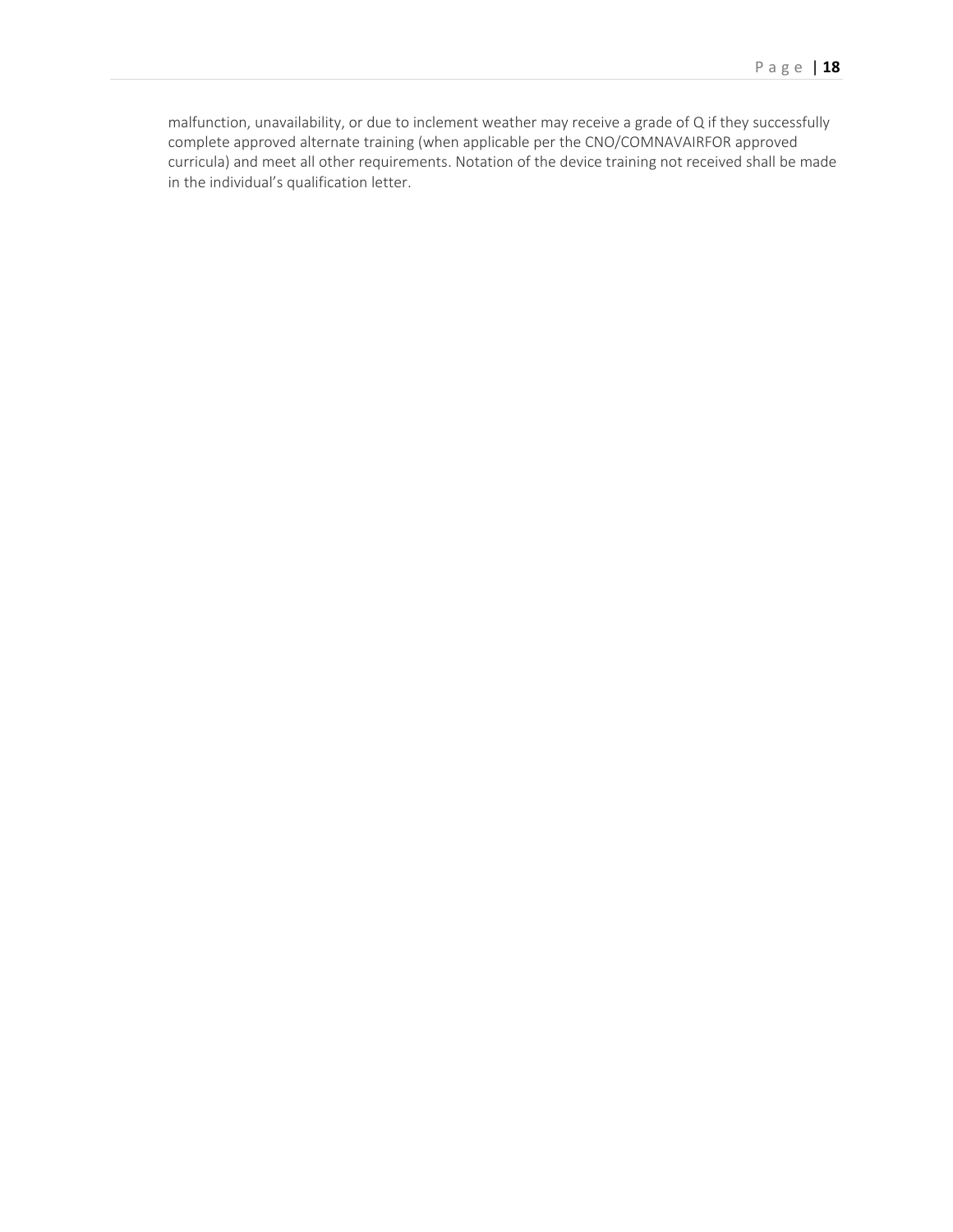malfunction, unavailability, or due to inclement weather may receive a grade of Q if they successfully complete approved alternate training (when applicable per the CNO/COMNAVAIRFOR approved curricula) and meet all other requirements. Notation of the device training not received shall be made in the individual's qualification letter.